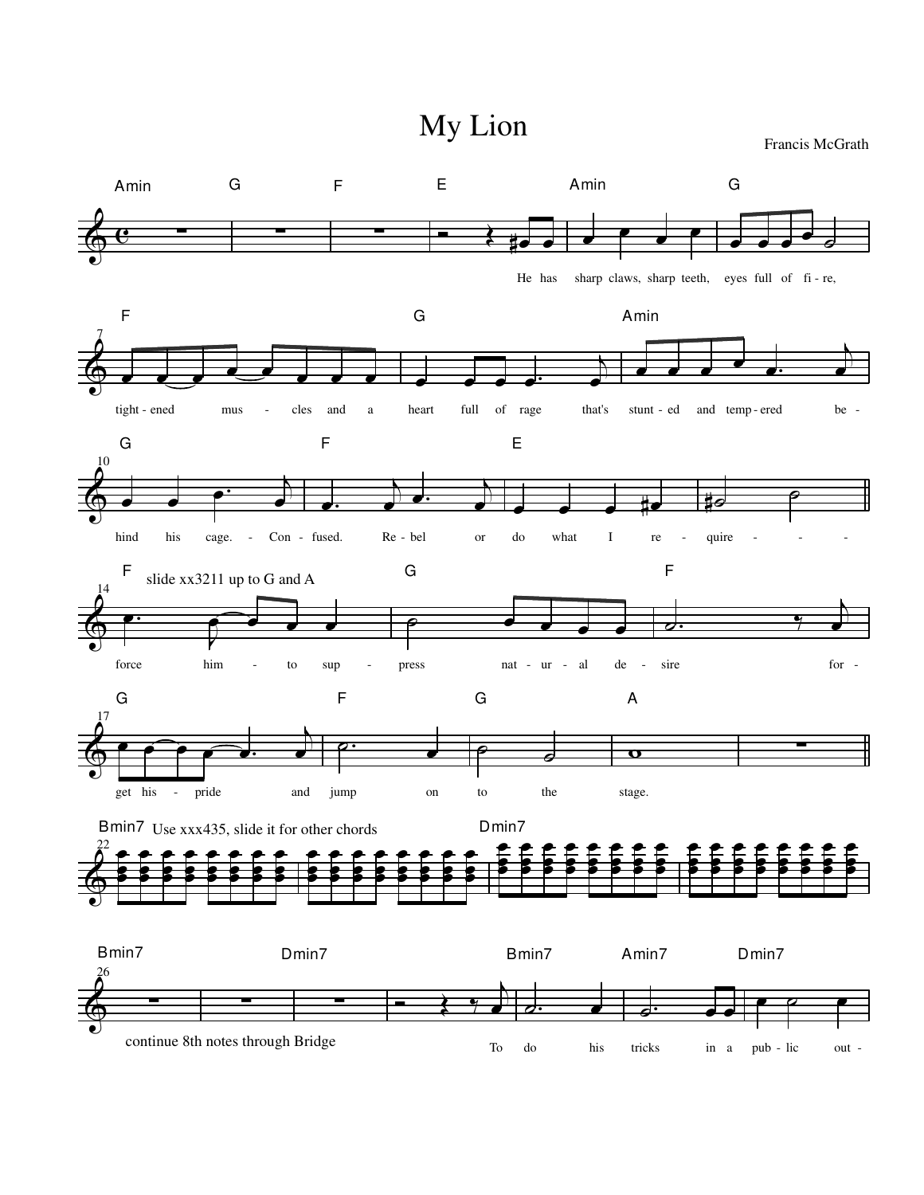# My Lion

Francis McGrath

Amin | G | F | E | Amin | G

He has sharp claws, sharp teeth, eyes full of fi - re,

F | G | Amin

tight - ened mus - cles and a heart full of rage that's stunt - ed and temp - ered be -

G | F | E

hind his cage. - Con - fused. Re - bel or do what I re - quire - - -

F — slide xx3211 up to G and A | G | F

force him - to sup - press nat - ur - al de - sire for -

G | F | G | A

get his - pride and jump on to the stage.

Bmin7 — Use xxx435, slide it for other chords | Dmin7

Bmin7 | Dmin7 | Bmin7 | Amin7 | Dmin7

continue 8th notes through Bridge

To do his tricks in a pub - lic out -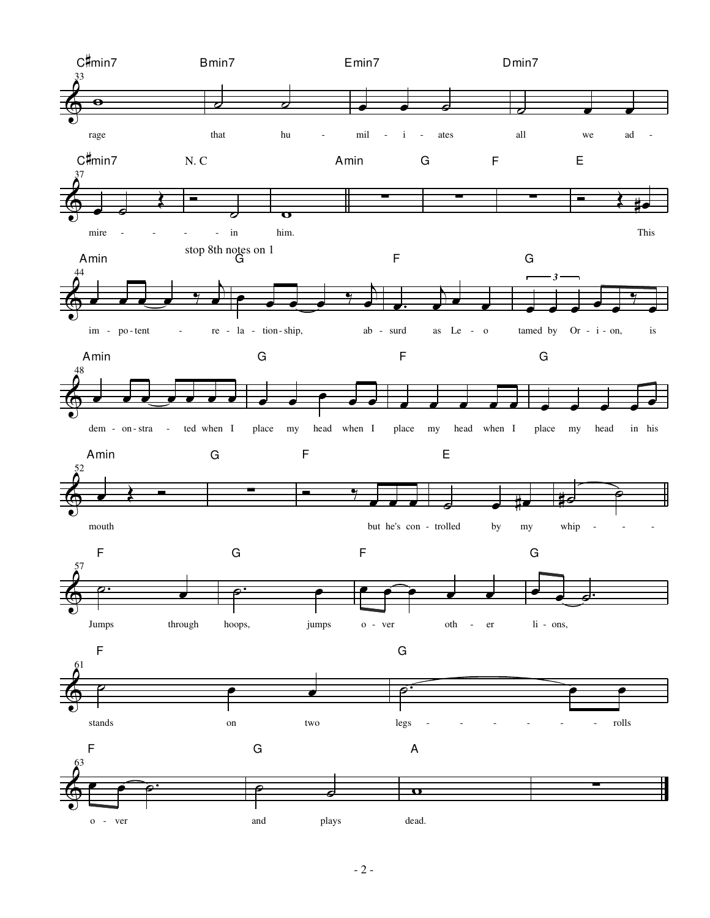C♯min7 Bmin7 Emin7 Dmin7

33

rage that hu - mil - i - ates all we ad -

C♯min7 N. C Amin G F E

37

mire - - - - in him. This

stop 8th notes on 1

Amin G F G

44

im - po - tent - re - la - tion - ship, ab - surd as Le - o tamed by Or - i - on, is

Amin G F G

48

dem - on - stra - ted when I place my head when I place my head when I place my head in his

Amin G F E

52

mouth but he's con - trolled by my whip - - - -

F G F G

57

Jumps through hoops, jumps o - ver oth - er li - ons,

F G

61

stands on two legs - - - - - - rolls

F G A

63

o - ver and plays dead.